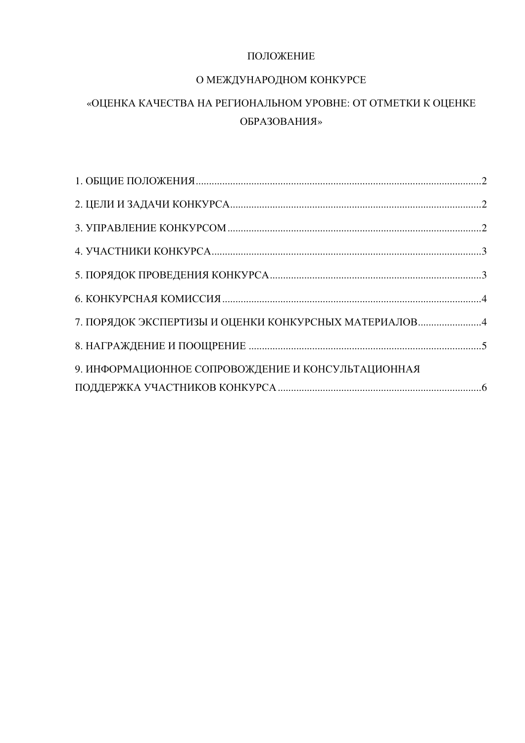# ПОЛОЖЕНИЕ

## О МЕЖДУНАРОДНОМ КОНКУРСЕ

## «ОЦЕНКА КАЧЕСТВА НА РЕГИОНАЛЬНОМ УРОВНЕ: ОТ ОТМЕТКИ К ОЦЕНКЕ ОБРАЗОВАНИЯ»

1. ОБЩИЕ ПОЛОЖЕНИЯ .......... 2
2. ЦЕЛИ И ЗАДАЧИ КОНКУРСА .......... 2
3. УПРАВЛЕНИЕ КОНКУРСОМ .......... 2
4. УЧАСТНИКИ КОНКУРСА .......... 3
5. ПОРЯДОК ПРОВЕДЕНИЯ КОНКУРСА .......... 3
6. КОНКУРСНАЯ КОМИССИЯ .......... 4
7. ПОРЯДОК ЭКСПЕРТИЗЫ И ОЦЕНКИ КОНКУРСНЫХ МАТЕРИАЛОВ .......... 4
8. НАГРАЖДЕНИЕ И ПООЩРЕНИЕ .......... 5
9. ИНФОРМАЦИОННОЕ СОПРОВОЖДЕНИЕ И КОНСУЛЬТАЦИОННАЯ ПОДДЕРЖКА УЧАСТНИКОВ КОНКУРСА .......... 6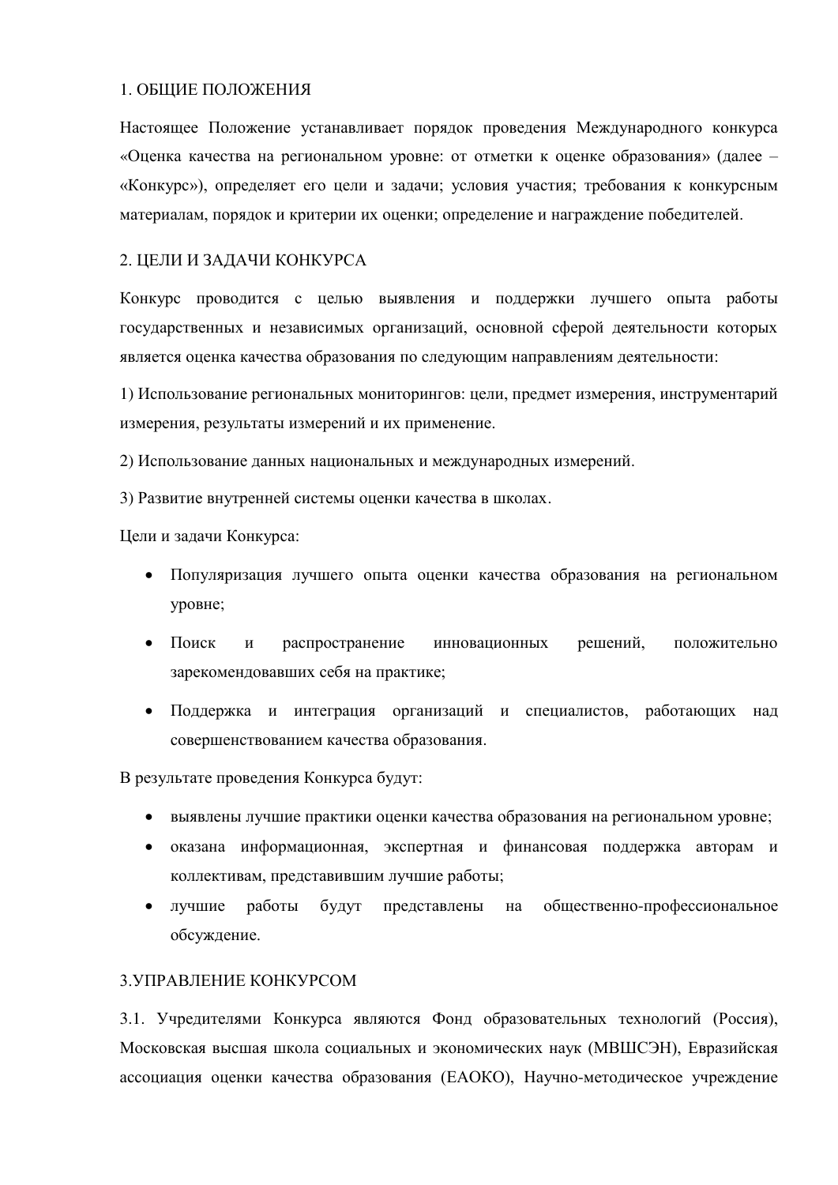## 1. ОБЩИЕ ПОЛОЖЕНИЯ

Настоящее Положение устанавливает порядок проведения Международного конкурса «Оценка качества на региональном уровне: от отметки к оценке образования» (далее – «Конкурс»), определяет его цели и задачи; условия участия; требования к конкурсным материалам, порядок и критерии их оценки; определение и награждение победителей.

## 2. ЦЕЛИ И ЗАДАЧИ КОНКУРСА

Конкурс проводится с целью выявления и поддержки лучшего опыта работы государственных и независимых организаций, основной сферой деятельности которых является оценка качества образования по следующим направлениям деятельности:

1) Использование региональных мониторингов: цели, предмет измерения, инструментарий измерения, результаты измерений и их применение.

2) Использование данных национальных и международных измерений.

3) Развитие внутренней системы оценки качества в школах.

Цели и задачи Конкурса:

- Популяризация лучшего опыта оценки качества образования на региональном уровне;
- Поиск и распространение инновационных решений, положительно зарекомендовавших себя на практике;
- Поддержка и интеграция организаций и специалистов, работающих над совершенствованием качества образования.

В результате проведения Конкурса будут:

- выявлены лучшие практики оценки качества образования на региональном уровне;
- оказана информационная, экспертная и финансовая поддержка авторам и коллективам, представившим лучшие работы;
- лучшие работы будут представлены на общественно-профессиональное обсуждение.

## 3.УПРАВЛЕНИЕ КОНКУРСОМ

3.1. Учредителями Конкурса являются Фонд образовательных технологий (Россия), Московская высшая школа социальных и экономических наук (МВШСЭН), Евразийская ассоциация оценки качества образования (ЕАОКО), Научно-методическое учреждение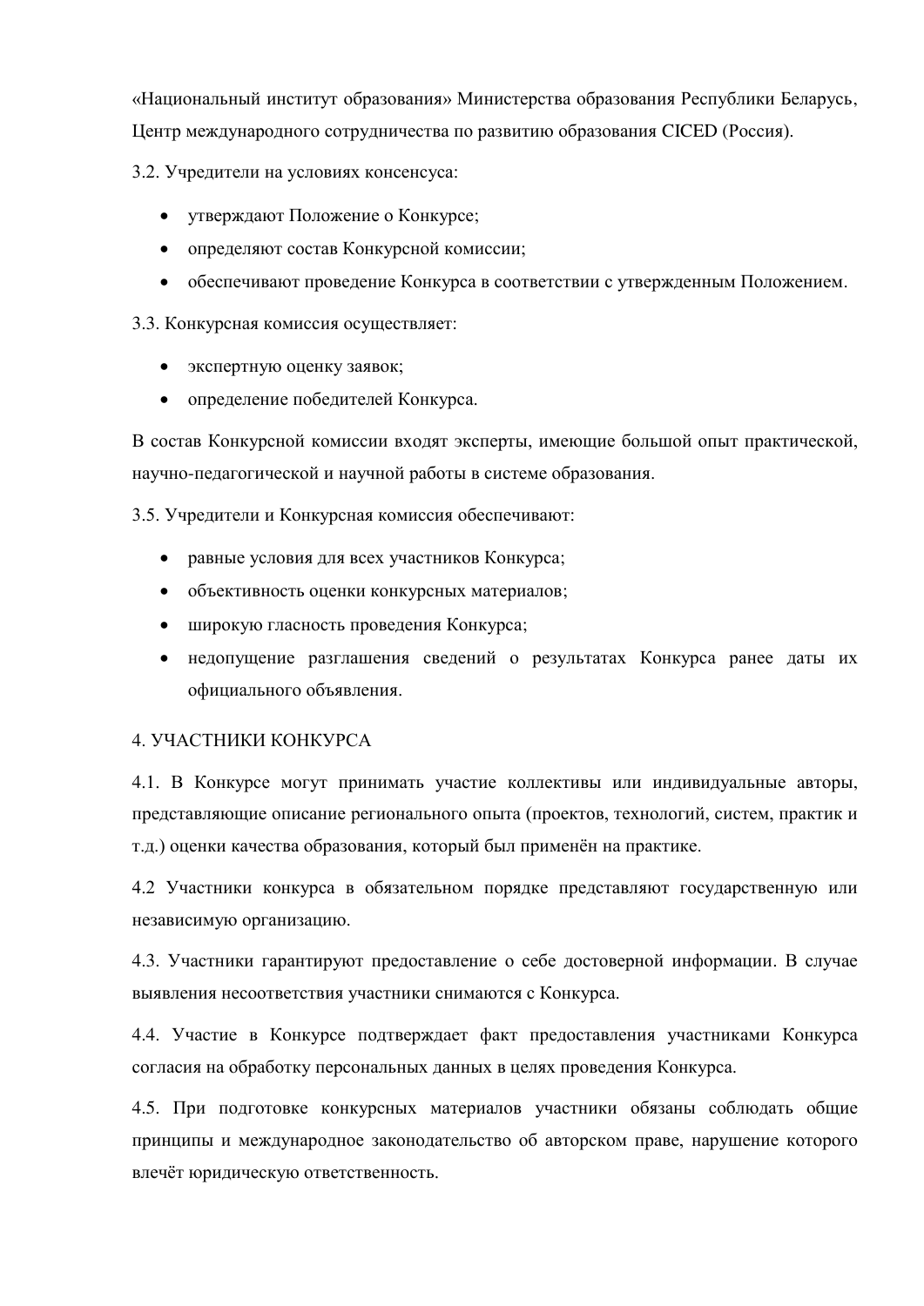«Национальный институт образования» Министерства образования Республики Беларусь, Центр международного сотрудничества по развитию образования CICED (Россия).

3.2. Учредители на условиях консенсуса:

- утверждают Положение о Конкурсе;
- определяют состав Конкурсной комиссии;
- обеспечивают проведение Конкурса в соответствии с утвержденным Положением.

3.3. Конкурсная комиссия осуществляет:

- экспертную оценку заявок;
- определение победителей Конкурса.

В состав Конкурсной комиссии входят эксперты, имеющие большой опыт практической, научно-педагогической и научной работы в системе образования.

3.5. Учредители и Конкурсная комиссия обеспечивают:

- равные условия для всех участников Конкурса;
- объективность оценки конкурсных материалов;
- широкую гласность проведения Конкурса;
- недопущение разглашения сведений о результатах Конкурса ранее даты их официального объявления.

## 4. УЧАСТНИКИ КОНКУРСА

4.1. В Конкурсе могут принимать участие коллективы или индивидуальные авторы, представляющие описание регионального опыта (проектов, технологий, систем, практик и т.д.) оценки качества образования, который был применён на практике.

4.2 Участники конкурса в обязательном порядке представляют государственную или независимую организацию.

4.3. Участники гарантируют предоставление о себе достоверной информации. В случае выявления несоответствия участники снимаются с Конкурса.

4.4. Участие в Конкурсе подтверждает факт предоставления участниками Конкурса согласия на обработку персональных данных в целях проведения Конкурса.

4.5. При подготовке конкурсных материалов участники обязаны соблюдать общие принципы и международное законодательство об авторском праве, нарушение которого влечёт юридическую ответственность.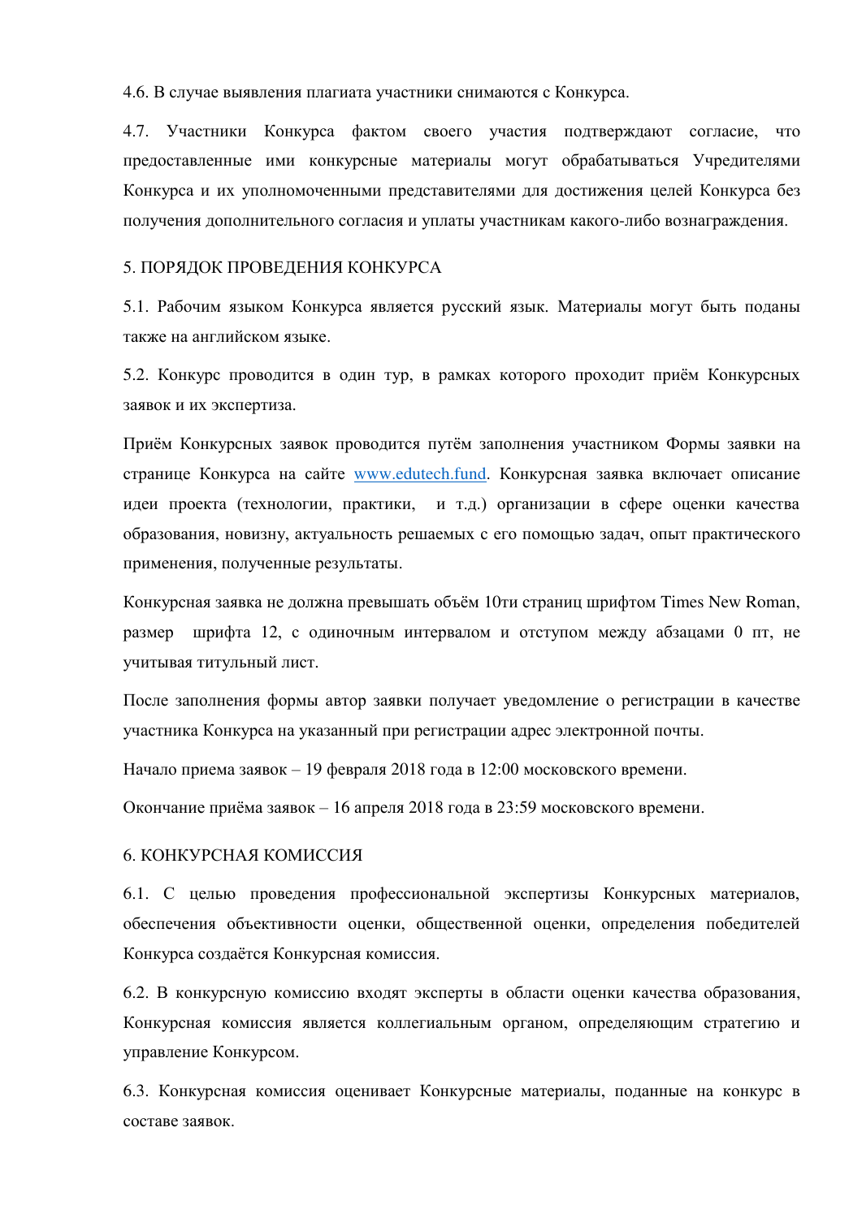4.6. В случае выявления плагиата участники снимаются с Конкурса.

4.7. Участники Конкурса фактом своего участия подтверждают согласие, что предоставленные ими конкурсные материалы могут обрабатываться Учредителями Конкурса и их уполномоченными представителями для достижения целей Конкурса без получения дополнительного согласия и уплаты участникам какого-либо вознаграждения.

## 5. ПОРЯДОК ПРОВЕДЕНИЯ КОНКУРСА

5.1. Рабочим языком Конкурса является русский язык. Материалы могут быть поданы также на английском языке.

5.2. Конкурс проводится в один тур, в рамках которого проходит приём Конкурсных заявок и их экспертиза.

Приём Конкурсных заявок проводится путём заполнения участником Формы заявки на странице Конкурса на сайте [www.edutech.fund](http://www.edutech.fund). Конкурсная заявка включает описание идеи проекта (технологии, практики, и т.д.) организации в сфере оценки качества образования, новизну, актуальность решаемых с его помощью задач, опыт практического применения, полученные результаты.

Конкурсная заявка не должна превышать объём 10ти страниц шрифтом Times New Roman, размер шрифта 12, с одиночным интервалом и отступом между абзацами 0 пт, не учитывая титульный лист.

После заполнения формы автор заявки получает уведомление о регистрации в качестве участника Конкурса на указанный при регистрации адрес электронной почты.

Начало приема заявок – 19 февраля 2018 года в 12:00 московского времени.

Окончание приёма заявок – 16 апреля 2018 года в 23:59 московского времени.

## 6. КОНКУРСНАЯ КОМИССИЯ

6.1. С целью проведения профессиональной экспертизы Конкурсных материалов, обеспечения объективности оценки, общественной оценки, определения победителей Конкурса создаётся Конкурсная комиссия.

6.2. В конкурсную комиссию входят эксперты в области оценки качества образования, Конкурсная комиссия является коллегиальным органом, определяющим стратегию и управление Конкурсом.

6.3. Конкурсная комиссия оценивает Конкурсные материалы, поданные на конкурс в составе заявок.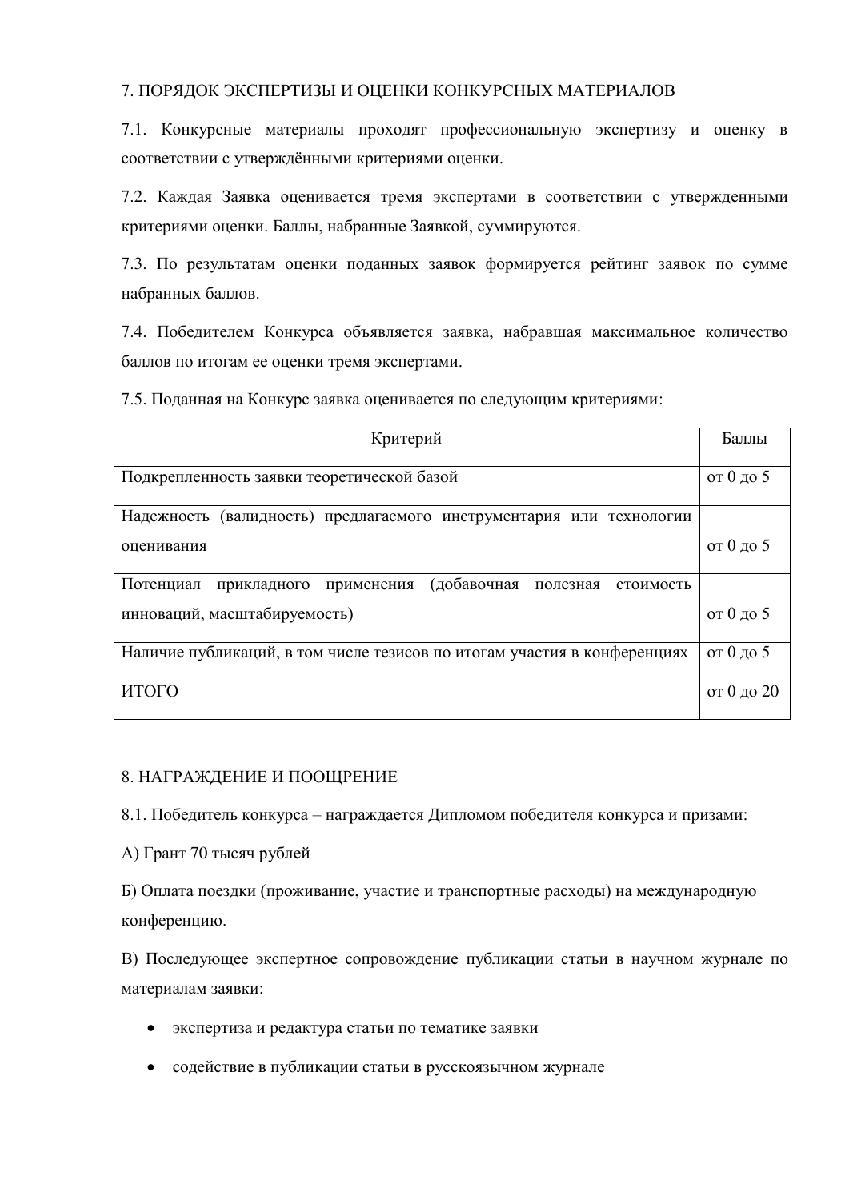## 7. ПОРЯДОК ЭКСПЕРТИЗЫ И ОЦЕНКИ КОНКУРСНЫХ МАТЕРИАЛОВ

7.1. Конкурсные материалы проходят профессиональную экспертизу и оценку в соответствии с утверждёнными критериями оценки.

7.2. Каждая Заявка оценивается тремя экспертами в соответствии с утвержденными критериями оценки. Баллы, набранные Заявкой, суммируются.

7.3. По результатам оценки поданных заявок формируется рейтинг заявок по сумме набранных баллов.

7.4. Победителем Конкурса объявляется заявка, набравшая максимальное количество баллов по итогам ее оценки тремя экспертами.

7.5. Поданная на Конкурс заявка оценивается по следующим критериями:

| Критерий | Баллы |
|---|---|
| Подкрепленность заявки теоретической базой | от 0 до 5 |
| Надежность (валидность) предлагаемого инструментария или технологии оценивания | от 0 до 5 |
| Потенциал прикладного применения (добавочная полезная стоимость инноваций, масштабируемость) | от 0 до 5 |
| Наличие публикаций, в том числе тезисов по итогам участия в конференциях | от 0 до 5 |
| ИТОГО | от 0 до 20 |

## 8. НАГРАЖДЕНИЕ И ПООЩРЕНИЕ

8.1. Победитель конкурса – награждается Дипломом победителя конкурса и призами:

А) Грант 70 тысяч рублей

Б) Оплата поездки (проживание, участие и транспортные расходы) на международную конференцию.

В) Последующее экспертное сопровождение публикации статьи в научном журнале по материалам заявки:

- экспертиза и редактура статьи по тематике заявки
- содействие в публикации статьи в русскоязычном журнале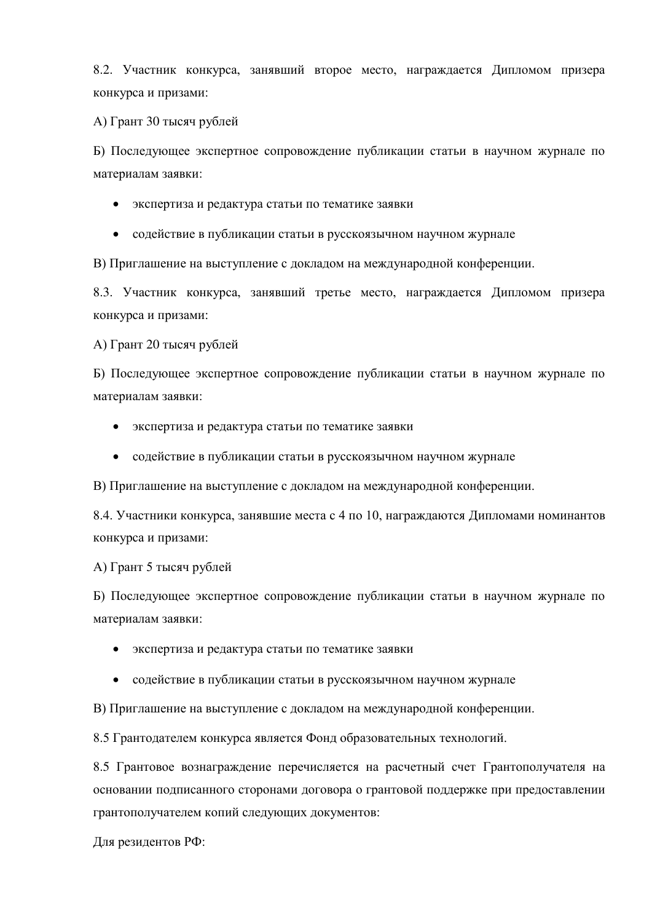8.2. Участник конкурса, занявший второе место, награждается Дипломом призера конкурса и призами:

А) Грант 30 тысяч рублей

Б) Последующее экспертное сопровождение публикации статьи в научном журнале по материалам заявки:

- экспертиза и редактура статьи по тематике заявки
- содействие в публикации статьи в русскоязычном научном журнале

В) Приглашение на выступление с докладом на международной конференции.

8.3. Участник конкурса, занявший третье место, награждается Дипломом призера конкурса и призами:

А) Грант 20 тысяч рублей

Б) Последующее экспертное сопровождение публикации статьи в научном журнале по материалам заявки:

- экспертиза и редактура статьи по тематике заявки
- содействие в публикации статьи в русскоязычном научном журнале

В) Приглашение на выступление с докладом на международной конференции.

8.4. Участники конкурса, занявшие места с 4 по 10, награждаются Дипломами номинантов конкурса и призами:

А) Грант 5 тысяч рублей

Б) Последующее экспертное сопровождение публикации статьи в научном журнале по материалам заявки:

- экспертиза и редактура статьи по тематике заявки
- содействие в публикации статьи в русскоязычном научном журнале

В) Приглашение на выступление с докладом на международной конференции.

8.5 Грантодателем конкурса является Фонд образовательных технологий.

8.5 Грантовое вознаграждение перечисляется на расчетный счет Грантополучателя на основании подписанного сторонами договора о грантовой поддержке при предоставлении грантополучателем копий следующих документов:

Для резидентов РФ: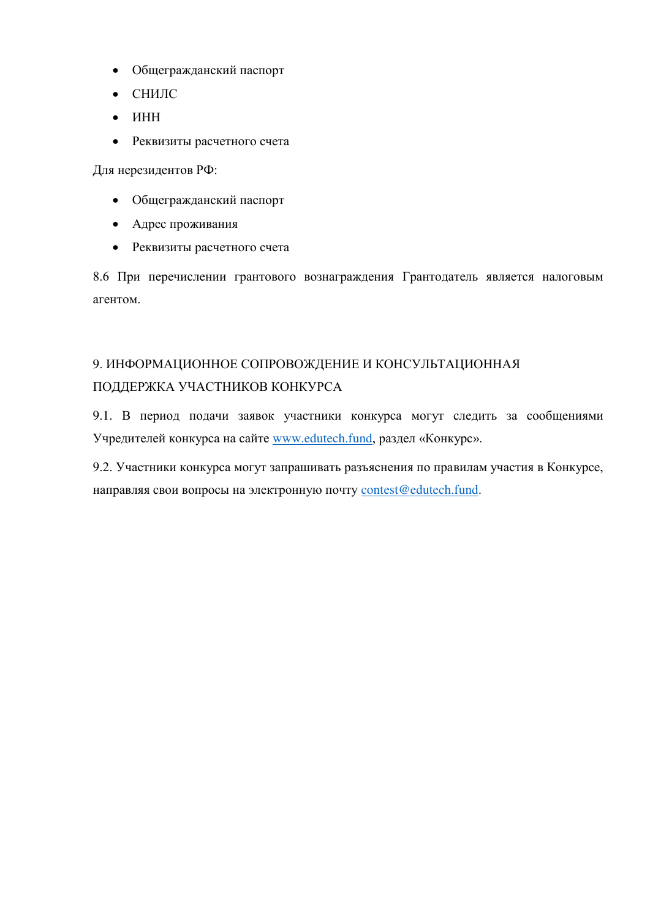- Общегражданский паспорт
- СНИЛС
- ИНН
- Реквизиты расчетного счета

Для нерезидентов РФ:

- Общегражданский паспорт
- Адрес проживания
- Реквизиты расчетного счета

8.6 При перечислении грантового вознаграждения Грантодатель является налоговым агентом.

## 9. ИНФОРМАЦИОННОЕ СОПРОВОЖДЕНИЕ И КОНСУЛЬТАЦИОННАЯ ПОДДЕРЖКА УЧАСТНИКОВ КОНКУРСА

9.1. В период подачи заявок участники конкурса могут следить за сообщениями Учредителей конкурса на сайте [www.edutech.fund](http://www.edutech.fund), раздел «Конкурс».

9.2. Участники конкурса могут запрашивать разъяснения по правилам участия в Конкурсе, направляя свои вопросы на электронную почту [contest@edutech.fund](mailto:contest@edutech.fund).